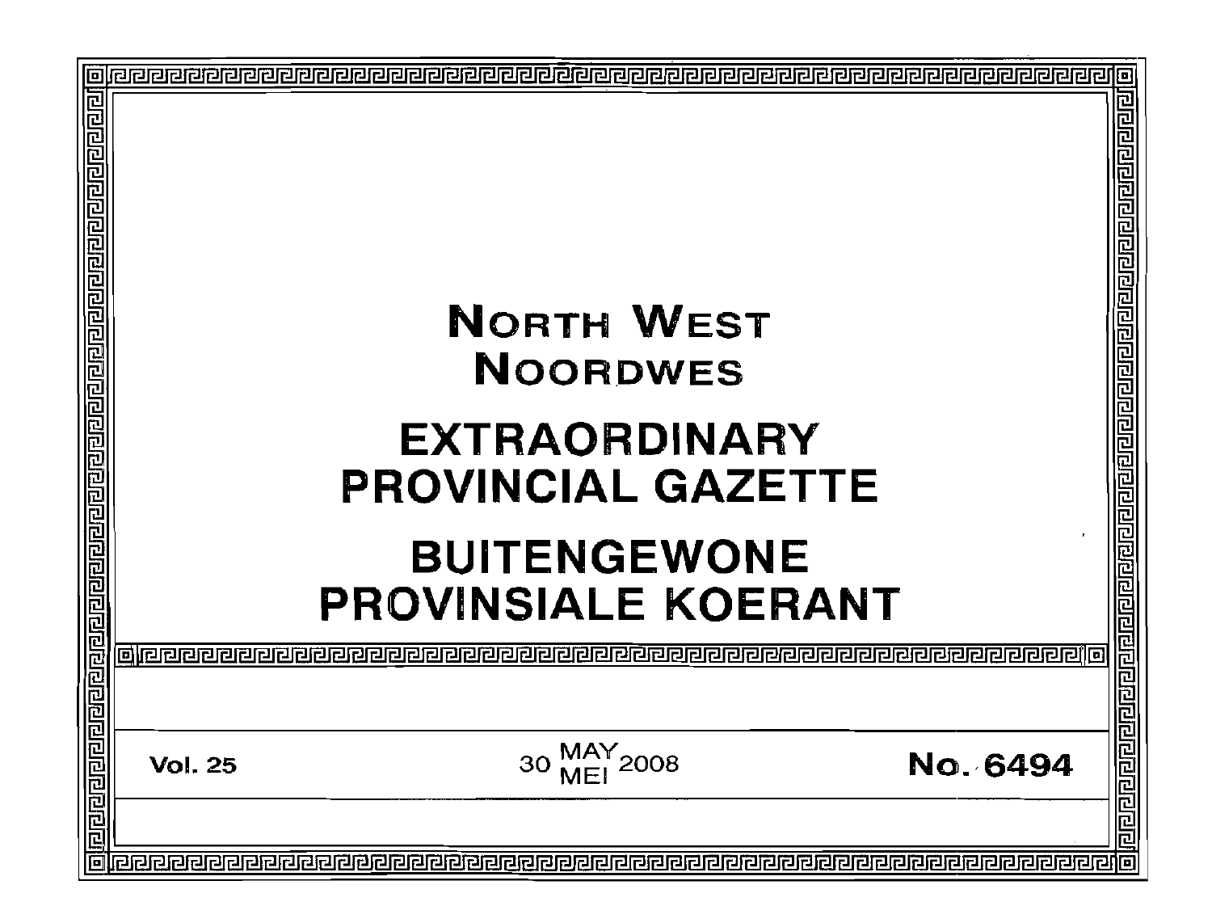# NORTH WEST
# NOORDWES

# EXTRAORDINARY PROVINCIAL GAZETTE

# BUITENGEWONE PROVINSIALE KOERANT

**Vol. 25** | 30 MAY/MEI 2008 | **No. 6494**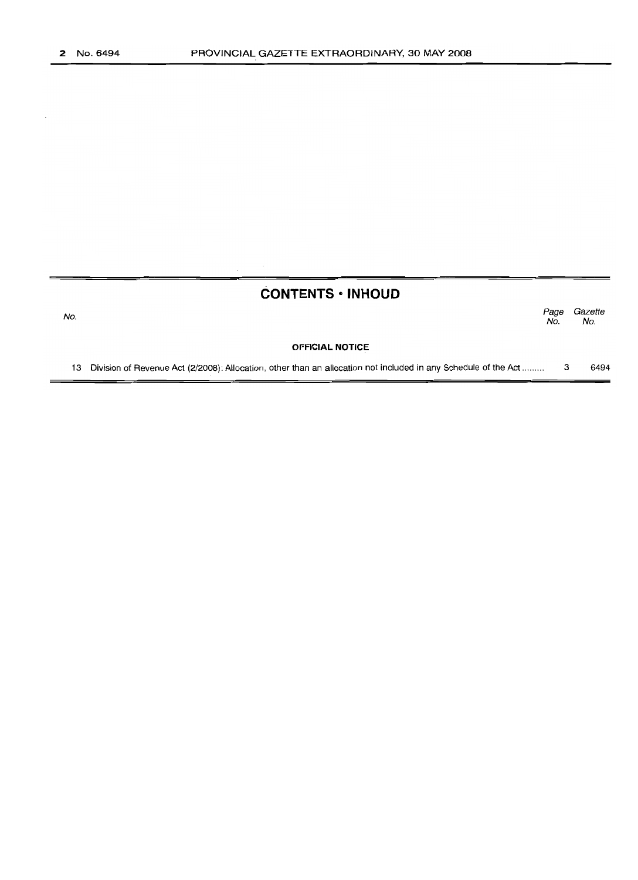## CONTENTS • INHOUD

| No. | | Page No. | Gazette No. |
|---|---|---|---|
| | **OFFICIAL NOTICE** | | |
| 13 | Division of Revenue Act (2/2008): Allocation, other than an allocation not included in any Schedule of the Act ......... | 3 | 6494 |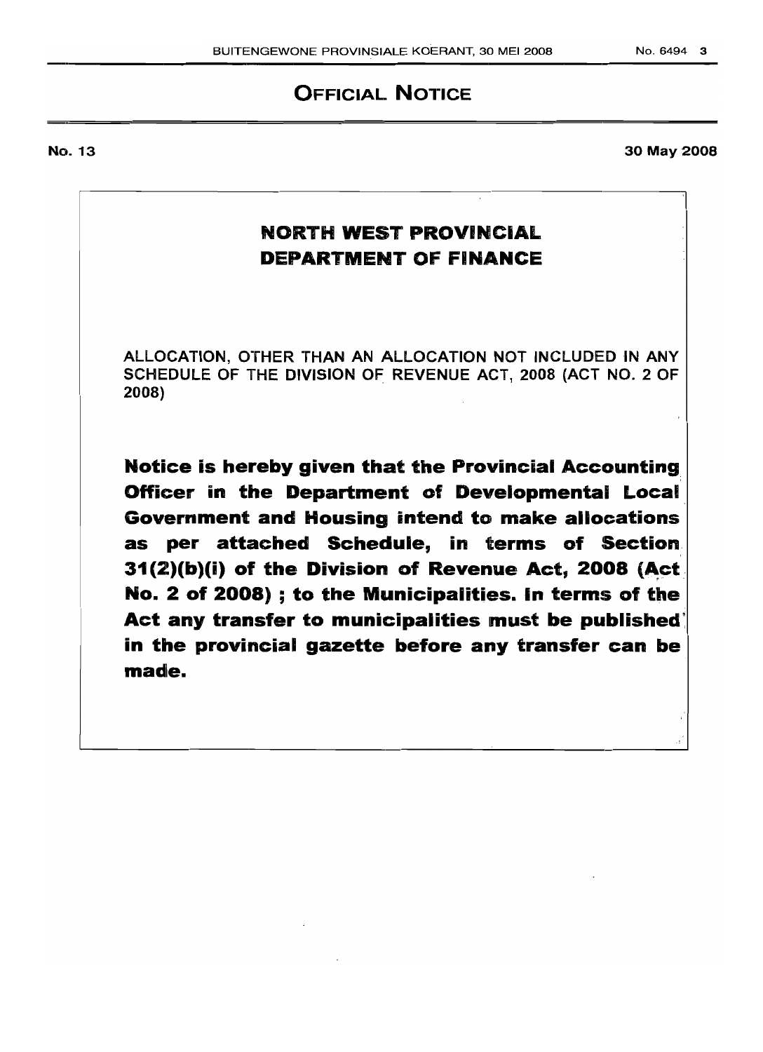## OFFICIAL NOTICE

**No. 13** **30 May 2008**

## NORTH WEST PROVINCIAL DEPARTMENT OF FINANCE

ALLOCATION, OTHER THAN AN ALLOCATION NOT INCLUDED IN ANY SCHEDULE OF THE DIVISION OF REVENUE ACT, 2008 (ACT NO. 2 OF 2008)

**Notice is hereby given that the Provincial Accounting Officer in the Department of Developmental Local Government and Housing intend to make allocations as per attached Schedule, in terms of Section 31(2)(b)(i) of the Division of Revenue Act, 2008 (Act No. 2 of 2008) ; to the Municipalities. In terms of the Act any transfer to municipalities must be published in the provincial gazette before any transfer can be made.**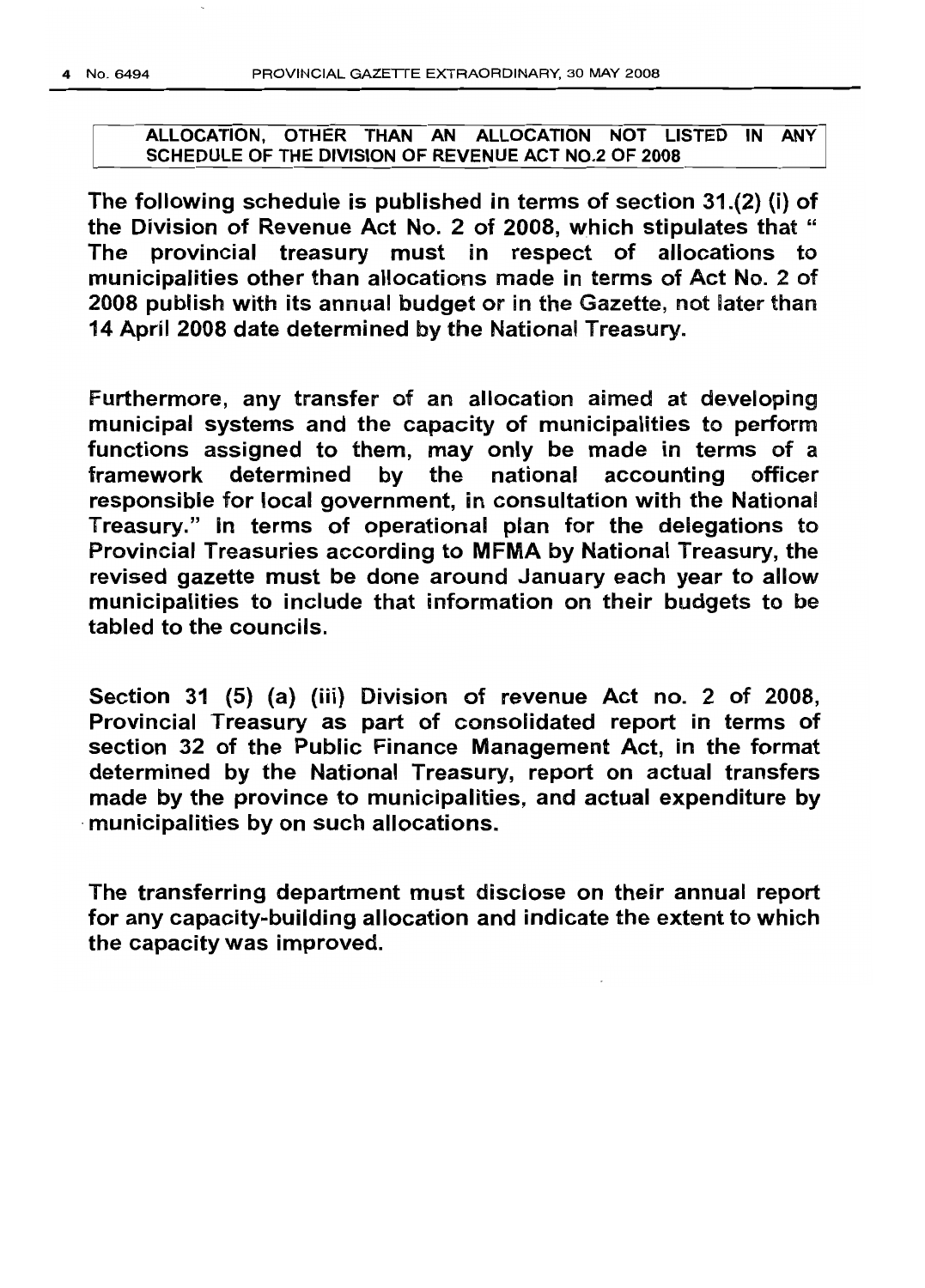**ALLOCATION, OTHER THAN AN ALLOCATION NOT LISTED IN ANY SCHEDULE OF THE DIVISION OF REVENUE ACT NO.2 OF 2008**

The following schedule is published in terms of section 31.(2) (i) of the Division of Revenue Act No. 2 of 2008, which stipulates that " The provincial treasury must in respect of allocations to municipalities other than allocations made in terms of Act No. 2 of 2008 publish with its annual budget or in the Gazette, not later than 14 April 2008 date determined by the National Treasury.

Furthermore, any transfer of an allocation aimed at developing municipal systems and the capacity of municipalities to perform functions assigned to them, may only be made in terms of a framework determined by the national accounting officer responsible for local government, in consultation with the National Treasury." In terms of operational plan for the delegations to Provincial Treasuries according to MFMA by National Treasury, the revised gazette must be done around January each year to allow municipalities to include that information on their budgets to be tabled to the councils.

Section 31 (5) (a) (iii) Division of revenue Act no. 2 of 2008, Provincial Treasury as part of consolidated report in terms of section 32 of the Public Finance Management Act, in the format determined by the National Treasury, report on actual transfers made by the province to municipalities, and actual expenditure by municipalities by on such allocations.

The transferring department must disclose on their annual report for any capacity-building allocation and indicate the extent to which the capacity was improved.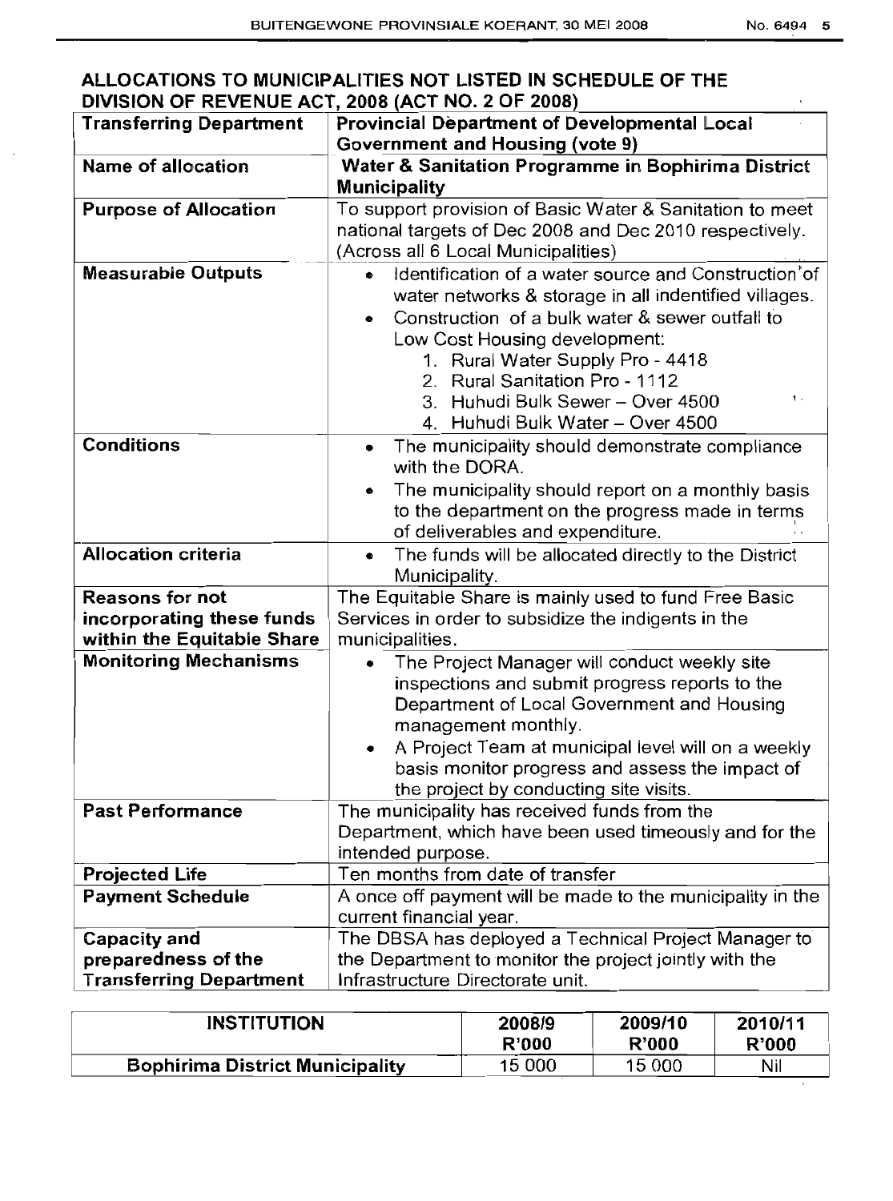## ALLOCATIONS TO MUNICIPALITIES NOT LISTED IN SCHEDULE OF THE DIVISION OF REVENUE ACT, 2008 (ACT NO. 2 OF 2008)

| **Transferring Department** | **Provincial Department of Developmental Local Government and Housing (vote 9)** |
|---|---|
| **Name of allocation** | **Water & Sanitation Programme in Bophirima District Municipality** |
| **Purpose of Allocation** | To support provision of Basic Water & Sanitation to meet national targets of Dec 2008 and Dec 2010 respectively. (Across all 6 Local Municipalities) |
| **Measurable Outputs** | • Identification of a water source and Construction of water networks & storage in all indentified villages.<br>• Construction of a bulk water & sewer outfall to Low Cost Housing development:<br>1. Rural Water Supply Pro - 4418<br>2. Rural Sanitation Pro - 1112<br>3. Huhudi Bulk Sewer – Over 4500<br>4. Huhudi Bulk Water – Over 4500 |
| **Conditions** | • The municipality should demonstrate compliance with the DORA.<br>• The municipality should report on a monthly basis to the department on the progress made in terms of deliverables and expenditure. |
| **Allocation criteria** | • The funds will be allocated directly to the District Municipality. |
| **Reasons for not incorporating these funds within the Equitable Share** | The Equitable Share is mainly used to fund Free Basic Services in order to subsidize the indigents in the municipalities. |
| **Monitoring Mechanisms** | • The Project Manager will conduct weekly site inspections and submit progress reports to the Department of Local Government and Housing management monthly.<br>• A Project Team at municipal level will on a weekly basis monitor progress and assess the impact of the project by conducting site visits. |
| **Past Performance** | The municipality has received funds from the Department, which have been used timeously and for the intended purpose. |
| **Projected Life** | Ten months from date of transfer |
| **Payment Schedule** | A once off payment will be made to the municipality in the current financial year. |
| **Capacity and preparedness of the Transferring Department** | The DBSA has deployed a Technical Project Manager to the Department to monitor the project jointly with the Infrastructure Directorate unit. |

| **INSTITUTION** | **2008/9 R'000** | **2009/10 R'000** | **2010/11 R'000** |
|---|---|---|---|
| **Bophirima District Municipality** | 15 000 | 15 000 | Nil |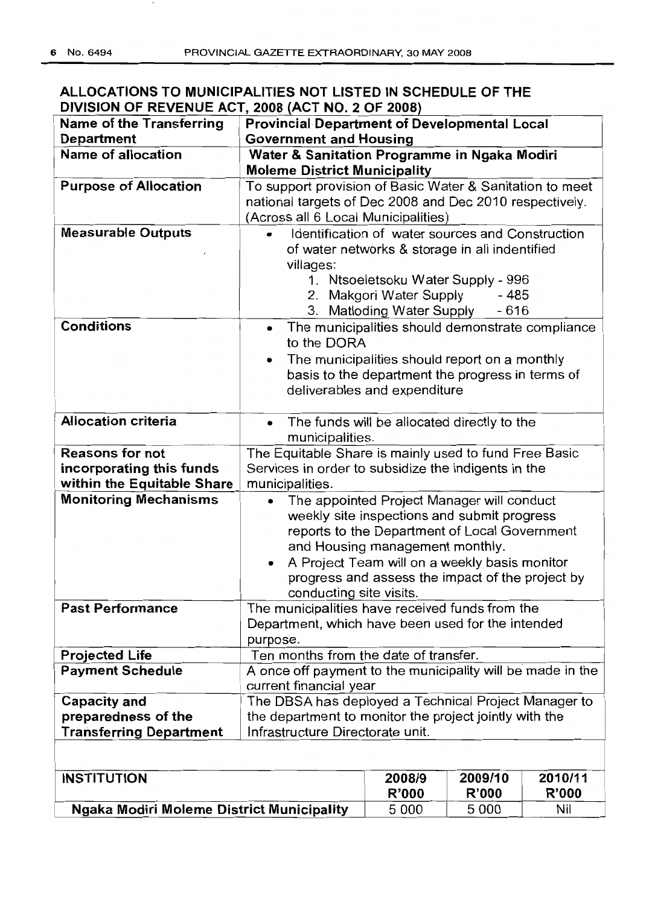## ALLOCATIONS TO MUNICIPALITIES NOT LISTED IN SCHEDULE OF THE DIVISION OF REVENUE ACT, 2008 (ACT NO. 2 OF 2008)

| **Name of the Transferring Department** | **Provincial Department of Developmental Local Government and Housing** |
|---|---|
| **Name of allocation** | **Water & Sanitation Programme in Ngaka Modiri Moleme District Municipality** |
| **Purpose of Allocation** | To support provision of Basic Water & Sanitation to meet national targets of Dec 2008 and Dec 2010 respectively. (Across all 6 Local Municipalities) |
| **Measurable Outputs** | • Identification of water sources and Construction of water networks & storage in all indentified villages:<br>1. Ntsoeletsoku Water Supply - 996<br>2. Makgori Water Supply - 485<br>3. Matloding Water Supply - 616 |
| **Conditions** | • The municipalities should demonstrate compliance to the DORA<br>• The municipalities should report on a monthly basis to the department the progress in terms of deliverables and expenditure |
| **Allocation criteria** | • The funds will be allocated directly to the municipalities. |
| **Reasons for not incorporating this funds within the Equitable Share** | The Equitable Share is mainly used to fund Free Basic Services in order to subsidize the indigents in the municipalities. |
| **Monitoring Mechanisms** | • The appointed Project Manager will conduct weekly site inspections and submit progress reports to the Department of Local Government and Housing management monthly.<br>• A Project Team will on a weekly basis monitor progress and assess the impact of the project by conducting site visits. |
| **Past Performance** | The municipalities have received funds from the Department, which have been used for the intended purpose. |
| **Projected Life** | Ten months from the date of transfer. |
| **Payment Schedule** | A once off payment to the municipality will be made in the current financial year |
| **Capacity and preparedness of the Transferring Department** | The DBSA has deployed a Technical Project Manager to the department to monitor the project jointly with the Infrastructure Directorate unit. |

| **INSTITUTION** | **2008/9 R'000** | **2009/10 R'000** | **2010/11 R'000** |
|---|---|---|---|
| **Ngaka Modiri Moleme District Municipality** | 5 000 | 5 000 | Nil |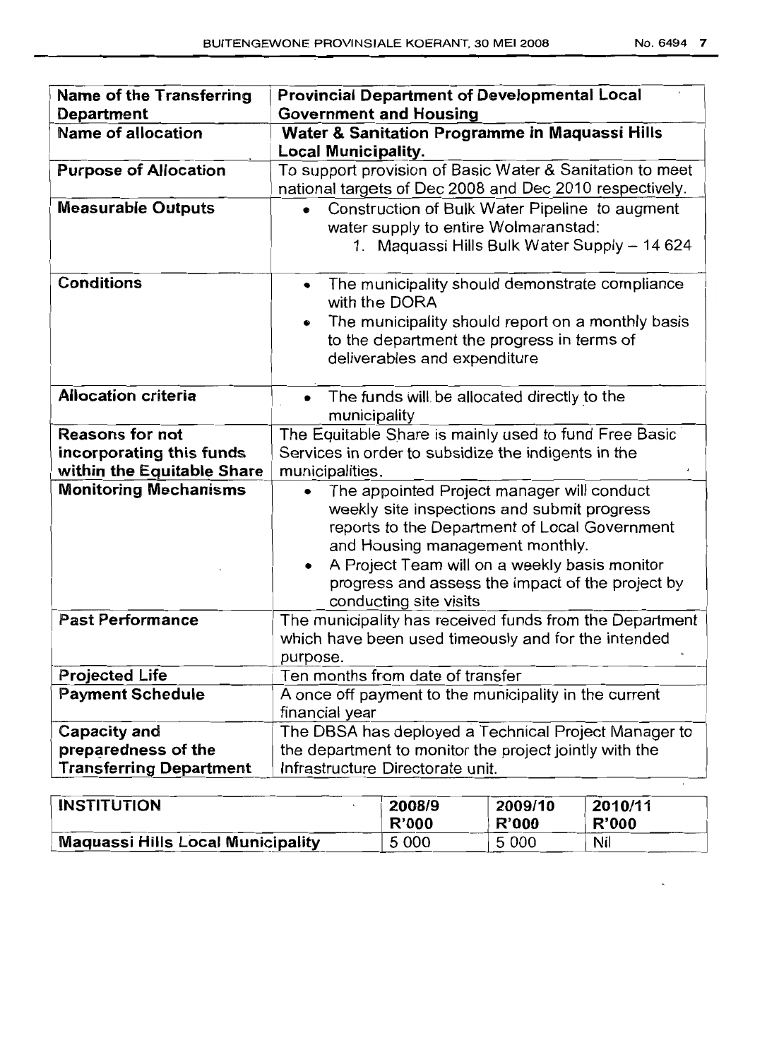| Name of the Transferring Department | Provincial Department of Developmental Local Government and Housing |
|---|---|
| Name of allocation | Water & Sanitation Programme in Maquassi Hills Local Municipality. |
| Purpose of Allocation | To support provision of Basic Water & Sanitation to meet national targets of Dec 2008 and Dec 2010 respectively. |
| Measurable Outputs | • Construction of Bulk Water Pipeline to augment water supply to entire Wolmaranstad: 1. Maquassi Hills Bulk Water Supply – 14 624 |
| Conditions | • The municipality should demonstrate compliance with the DORA <br> • The municipality should report on a monthly basis to the department the progress in terms of deliverables and expenditure |
| Allocation criteria | • The funds will be allocated directly to the municipality |
| Reasons for not incorporating this funds within the Equitable Share | The Equitable Share is mainly used to fund Free Basic Services in order to subsidize the indigents in the municipalities. |
| Monitoring Mechanisms | • The appointed Project manager will conduct weekly site inspections and submit progress reports to the Department of Local Government and Housing management monthly. <br> • A Project Team will on a weekly basis monitor progress and assess the impact of the project by conducting site visits |
| Past Performance | The municipality has received funds from the Department which have been used timeously and for the intended purpose. |
| Projected Life | Ten months from date of transfer |
| Payment Schedule | A once off payment to the municipality in the current financial year |
| Capacity and preparedness of the Transferring Department | The DBSA has deployed a Technical Project Manager to the department to monitor the project jointly with the Infrastructure Directorate unit. |

| INSTITUTION | 2008/9 R'000 | 2009/10 R'000 | 2010/11 R'000 |
|---|---|---|---|
| Maquassi Hills Local Municipality | 5 000 | 5 000 | Nil |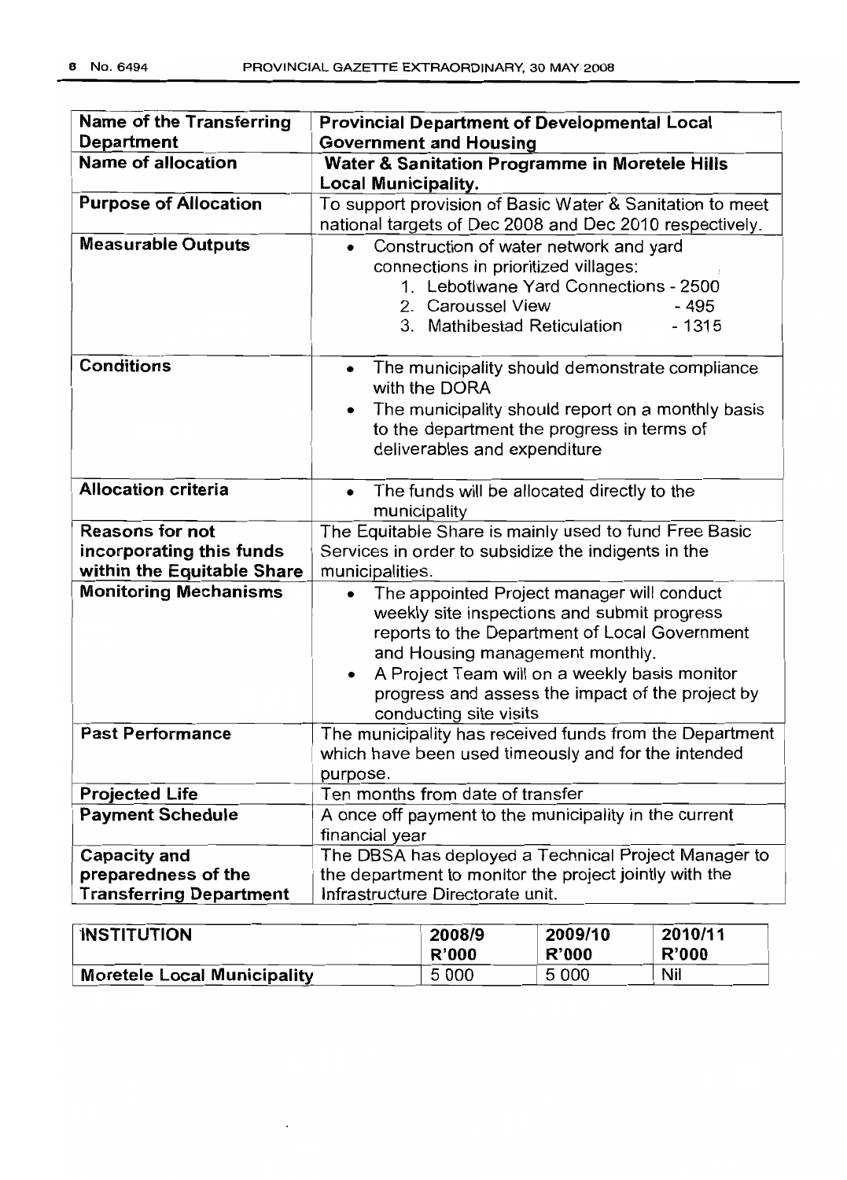| **Name of the Transferring Department** | **Provincial Department of Developmental Local Government and Housing** |
|---|---|
| **Name of allocation** | **Water & Sanitation Programme in Moretele Hills Local Municipality.** |
| **Purpose of Allocation** | To support provision of Basic Water & Sanitation to meet national targets of Dec 2008 and Dec 2010 respectively. |
| **Measurable Outputs** | • Construction of water network and yard connections in prioritized villages:<br>1. Lebotlwane Yard Connections - 2500<br>2. Caroussel View - 495<br>3. Mathibestad Reticulation - 1315 |
| **Conditions** | • The municipality should demonstrate compliance with the DORA<br>• The municipality should report on a monthly basis to the department the progress in terms of deliverables and expenditure |
| **Allocation criteria** | • The funds will be allocated directly to the municipality |
| **Reasons for not incorporating this funds within the Equitable Share** | The Equitable Share is mainly used to fund Free Basic Services in order to subsidize the indigents in the municipalities. |
| **Monitoring Mechanisms** | • The appointed Project manager will conduct weekly site inspections and submit progress reports to the Department of Local Government and Housing management monthly.<br>• A Project Team will on a weekly basis monitor progress and assess the impact of the project by conducting site visits |
| **Past Performance** | The municipality has received funds from the Department which have been used timeously and for the intended purpose. |
| **Projected Life** | Ten months from date of transfer |
| **Payment Schedule** | A once off payment to the municipality in the current financial year |
| **Capacity and preparedness of the Transferring Department** | The DBSA has deployed a Technical Project Manager to the department to monitor the project jointly with the Infrastructure Directorate unit. |

| **INSTITUTION** | **2008/9 R'000** | **2009/10 R'000** | **2010/11 R'000** |
|---|---|---|---|
| **Moretele Local Municipality** | 5 000 | 5 000 | Nil |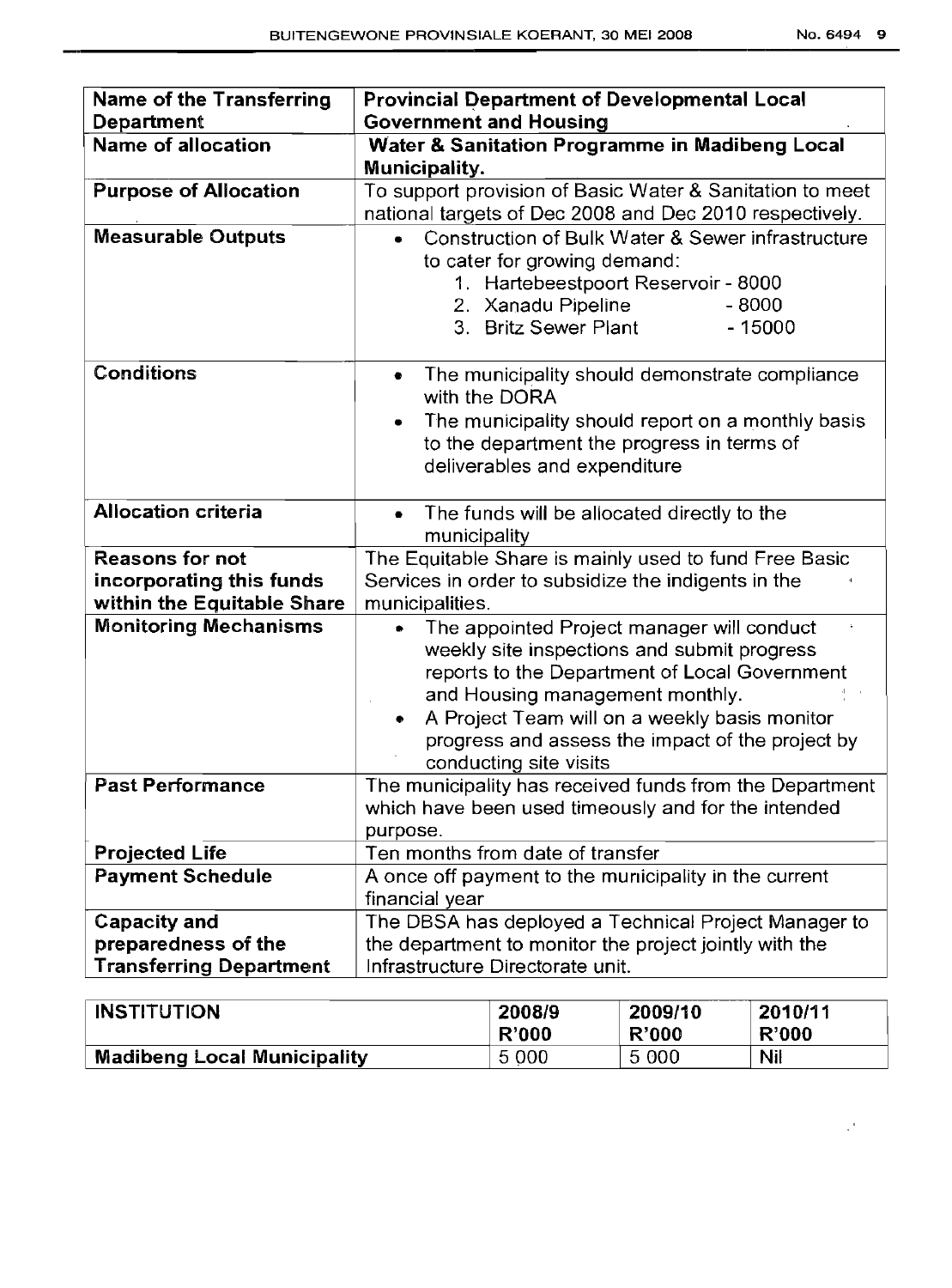| Name of the Transferring Department | Provincial Department of Developmental Local Government and Housing |
|---|---|
| **Name of allocation** | **Water & Sanitation Programme in Madibeng Local Municipality.** |
| **Purpose of Allocation** | To support provision of Basic Water & Sanitation to meet national targets of Dec 2008 and Dec 2010 respectively. |
| **Measurable Outputs** | • Construction of Bulk Water & Sewer infrastructure to cater for growing demand:<br>1. Hartebeestpoort Reservoir - 8000<br>2. Xanadu Pipeline - 8000<br>3. Britz Sewer Plant - 15000 |
| **Conditions** | • The municipality should demonstrate compliance with the DORA<br>• The municipality should report on a monthly basis to the department the progress in terms of deliverables and expenditure |
| **Allocation criteria** | • The funds will be allocated directly to the municipality |
| **Reasons for not incorporating this funds within the Equitable Share** | The Equitable Share is mainly used to fund Free Basic Services in order to subsidize the indigents in the municipalities. |
| **Monitoring Mechanisms** | • The appointed Project manager will conduct weekly site inspections and submit progress reports to the Department of Local Government and Housing management monthly.<br>• A Project Team will on a weekly basis monitor progress and assess the impact of the project by conducting site visits |
| **Past Performance** | The municipality has received funds from the Department which have been used timeously and for the intended purpose. |
| **Projected Life** | Ten months from date of transfer |
| **Payment Schedule** | A once off payment to the municipality in the current financial year |
| **Capacity and preparedness of the Transferring Department** | The DBSA has deployed a Technical Project Manager to the department to monitor the project jointly with the Infrastructure Directorate unit. |

| INSTITUTION | 2008/9 R'000 | 2009/10 R'000 | 2010/11 R'000 |
|---|---|---|---|
| **Madibeng Local Municipality** | 5 000 | 5 000 | Nil |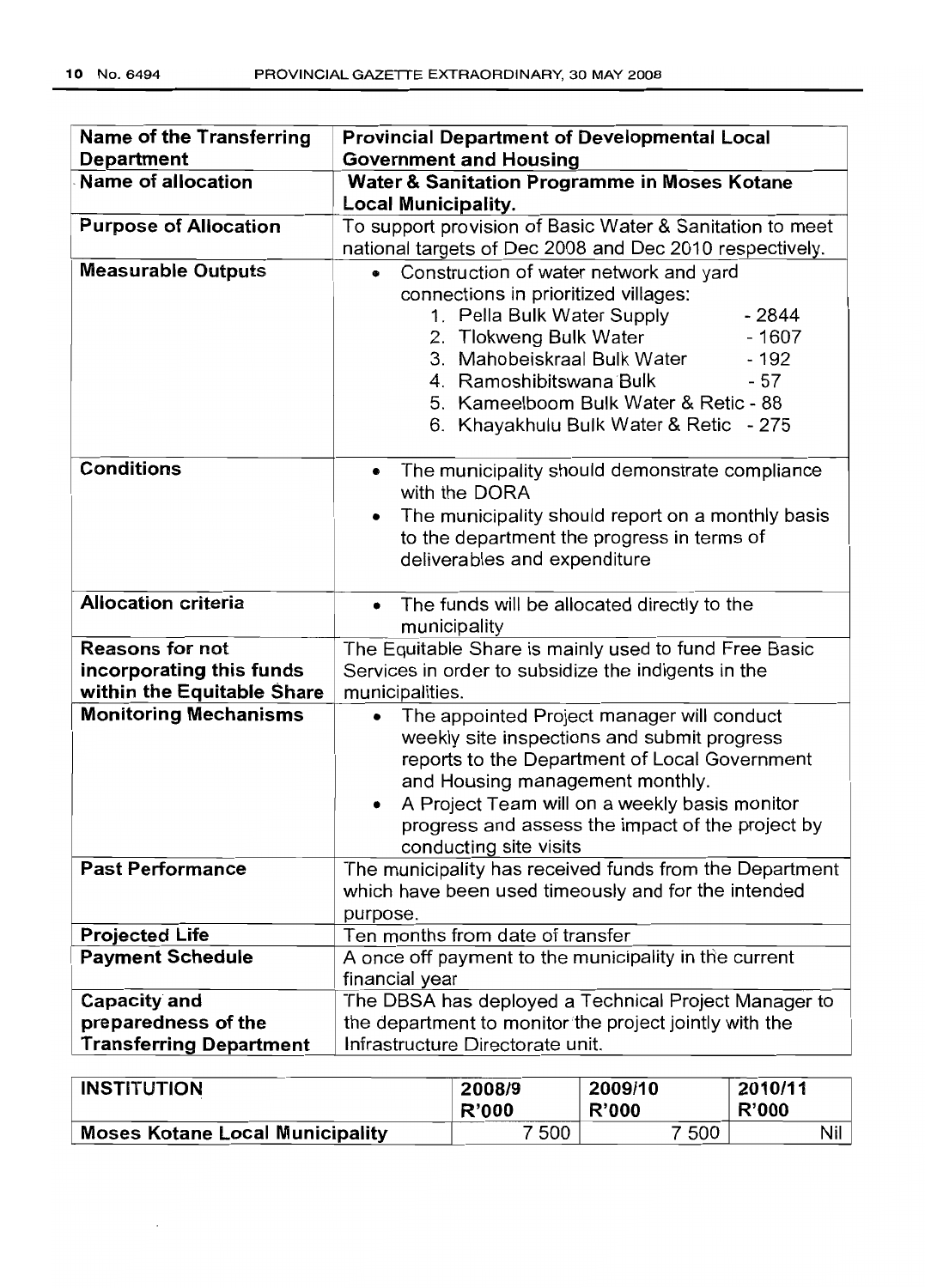| Name of the Transferring Department | Provincial Department of Developmental Local Government and Housing |
|---|---|
| Name of allocation | **Water & Sanitation Programme in Moses Kotane Local Municipality.** |
| Purpose of Allocation | To support provision of Basic Water & Sanitation to meet national targets of Dec 2008 and Dec 2010 respectively. |
| Measurable Outputs | • Construction of water network and yard connections in prioritized villages:<br>1. Pella Bulk Water Supply - 2844<br>2. Tlokweng Bulk Water - 1607<br>3. Mahobeiskraal Bulk Water - 192<br>4. Ramoshibitswana Bulk - 57<br>5. Kameelboom Bulk Water & Retic - 88<br>6. Khayakhulu Bulk Water & Retic - 275 |
| Conditions | • The municipality should demonstrate compliance with the DORA<br>• The municipality should report on a monthly basis to the department the progress in terms of deliverables and expenditure |
| Allocation criteria | • The funds will be allocated directly to the municipality |
| Reasons for not incorporating this funds within the Equitable Share | The Equitable Share is mainly used to fund Free Basic Services in order to subsidize the indigents in the municipalities. |
| Monitoring Mechanisms | • The appointed Project manager will conduct weekly site inspections and submit progress reports to the Department of Local Government and Housing management monthly.<br>• A Project Team will on a weekly basis monitor progress and assess the impact of the project by conducting site visits |
| Past Performance | The municipality has received funds from the Department which have been used timeously and for the intended purpose. |
| Projected Life | Ten months from date of transfer |
| Payment Schedule | A once off payment to the municipality in the current financial year |
| Capacity and preparedness of the Transferring Department | The DBSA has deployed a Technical Project Manager to the department to monitor the project jointly with the Infrastructure Directorate unit. |

| INSTITUTION | 2008/9 R'000 | 2009/10 R'000 | 2010/11 R'000 |
|---|---|---|---|
| **Moses Kotane Local Municipality** | 7 500 | 7 500 | Nil |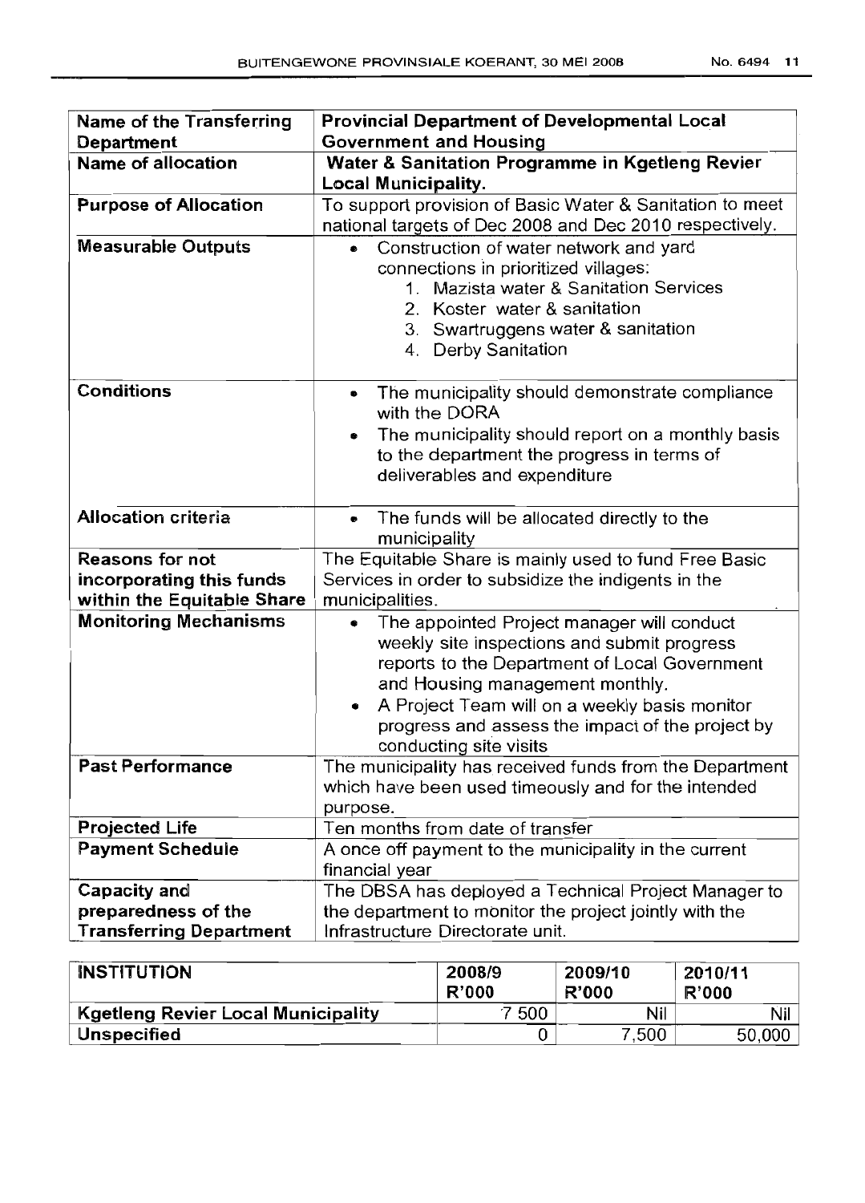| | |
|---|---|
| **Name of the Transferring Department** | **Provincial Department of Developmental Local Government and Housing** |
| **Name of allocation** | **Water & Sanitation Programme in Kgetleng Revier Local Municipality.** |
| **Purpose of Allocation** | To support provision of Basic Water & Sanitation to meet national targets of Dec 2008 and Dec 2010 respectively. |
| **Measurable Outputs** | • Construction of water network and yard connections in prioritized villages:<br>1. Mazista water & Sanitation Services<br>2. Koster water & sanitation<br>3. Swartruggens water & sanitation<br>4. Derby Sanitation |
| **Conditions** | • The municipality should demonstrate compliance with the DORA<br>• The municipality should report on a monthly basis to the department the progress in terms of deliverables and expenditure |
| **Allocation criteria** | • The funds will be allocated directly to the municipality |
| **Reasons for not incorporating this funds within the Equitable Share** | The Equitable Share is mainly used to fund Free Basic Services in order to subsidize the indigents in the municipalities. |
| **Monitoring Mechanisms** | • The appointed Project manager will conduct weekly site inspections and submit progress reports to the Department of Local Government and Housing management monthly.<br>• A Project Team will on a weekly basis monitor progress and assess the impact of the project by conducting site visits |
| **Past Performance** | The municipality has received funds from the Department which have been used timeously and for the intended purpose. |
| **Projected Life** | Ten months from date of transfer |
| **Payment Schedule** | A once off payment to the municipality in the current financial year |
| **Capacity and preparedness of the Transferring Department** | The DBSA has deployed a Technical Project Manager to the department to monitor the project jointly with the Infrastructure Directorate unit. |

| INSTITUTION | 2008/9 R'000 | 2009/10 R'000 | 2010/11 R'000 |
|---|---|---|---|
| **Kgetleng Revier Local Municipality** | 7 500 | Nil | Nil |
| **Unspecified** | 0 | 7,500 | 50,000 |